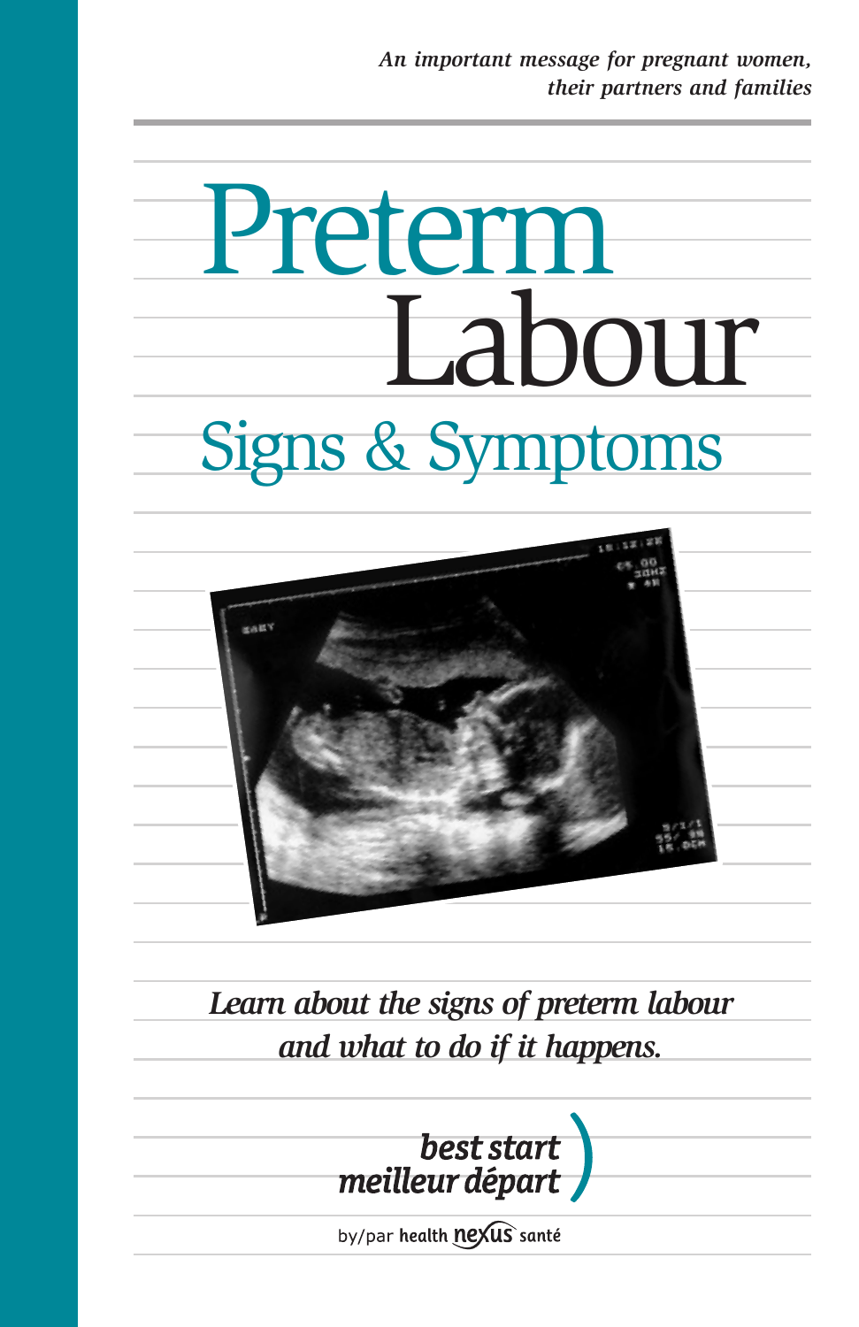*An important message for pregnant women, their partners and families*

# Preterm Labour

## Signs & Symptoms

*Learn about the signs of preterm labour and what to do if it happens.*

**best start**
**meilleur départ**

by/par **health nexus santé**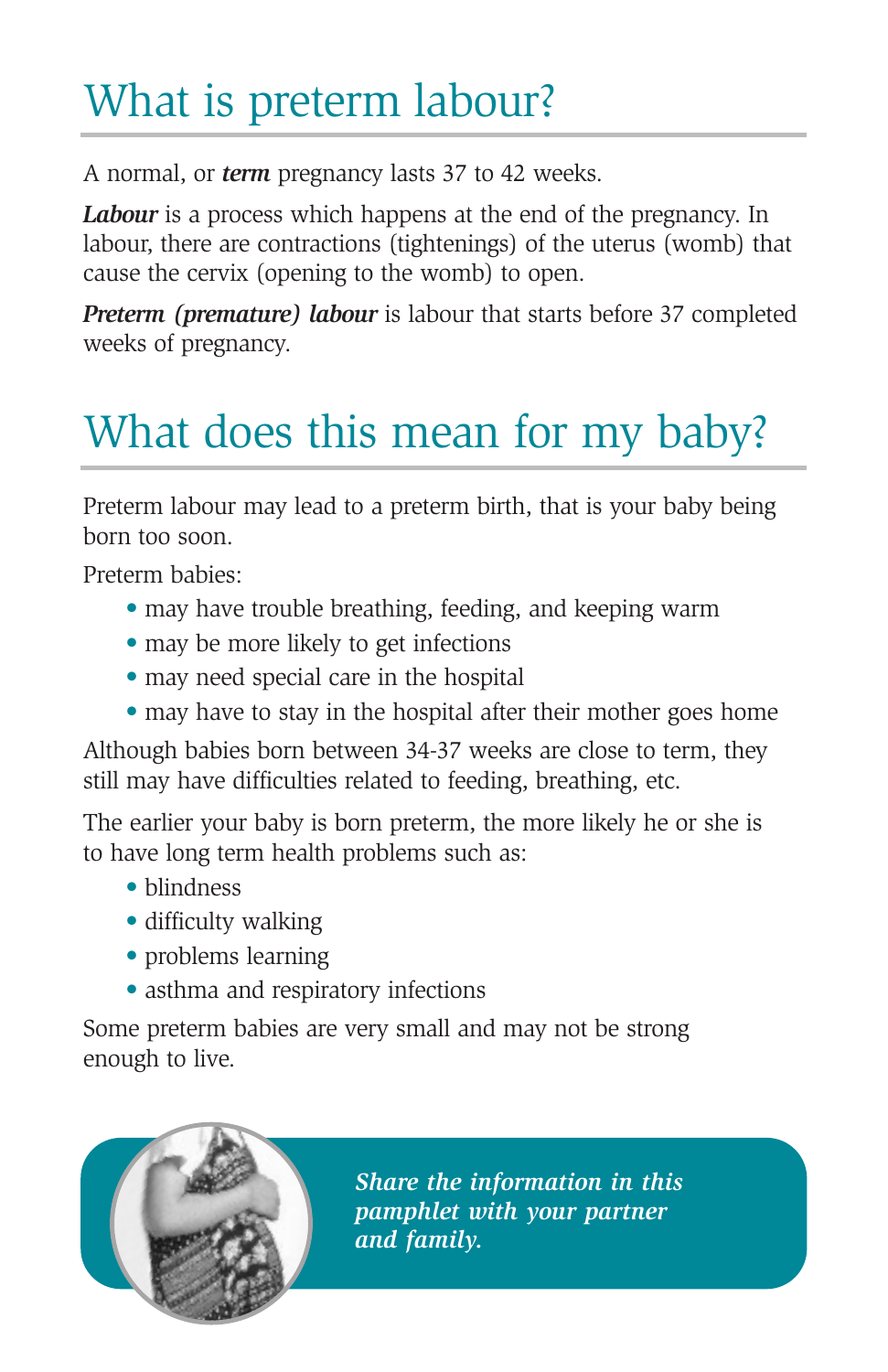# What is preterm labour?

A normal, or ***term*** pregnancy lasts 37 to 42 weeks.

***Labour*** is a process which happens at the end of the pregnancy. In labour, there are contractions (tightenings) of the uterus (womb) that cause the cervix (opening to the womb) to open.

***Preterm (premature) labour*** is labour that starts before 37 completed weeks of pregnancy.

# What does this mean for my baby?

Preterm labour may lead to a preterm birth, that is your baby being born too soon.

Preterm babies:

- may have trouble breathing, feeding, and keeping warm
- may be more likely to get infections
- may need special care in the hospital
- may have to stay in the hospital after their mother goes home

Although babies born between 34-37 weeks are close to term, they still may have difficulties related to feeding, breathing, etc.

The earlier your baby is born preterm, the more likely he or she is to have long term health problems such as:

- blindness
- difficulty walking
- problems learning
- asthma and respiratory infections

Some preterm babies are very small and may not be strong enough to live.

***Share the information in this pamphlet with your partner and family.***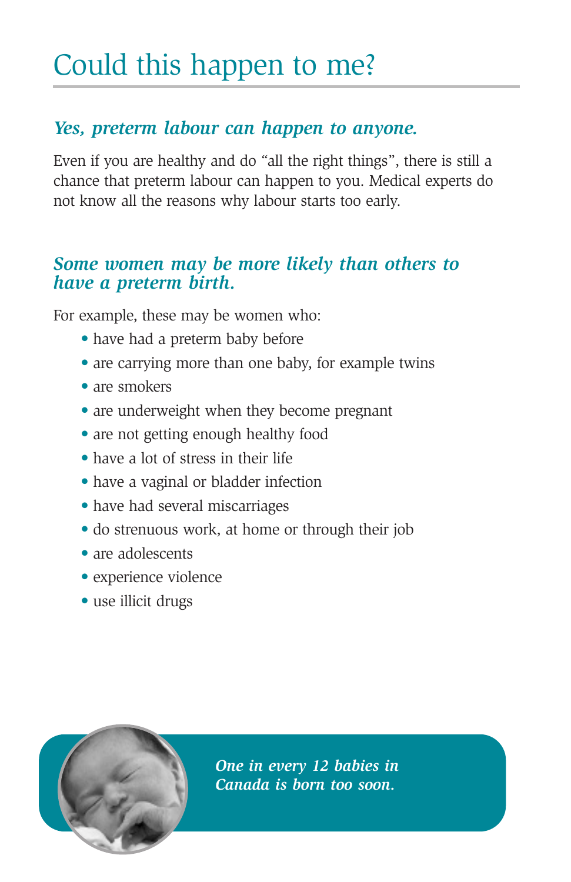# Could this happen to me?

### *Yes, preterm labour can happen to anyone.*

Even if you are healthy and do “all the right things”, there is still a chance that preterm labour can happen to you. Medical experts do not know all the reasons why labour starts too early.

### *Some women may be more likely than others to have a preterm birth.*

For example, these may be women who:

- have had a preterm baby before
- are carrying more than one baby, for example twins
- are smokers
- are underweight when they become pregnant
- are not getting enough healthy food
- have a lot of stress in their life
- have a vaginal or bladder infection
- have had several miscarriages
- do strenuous work, at home or through their job
- are adolescents
- experience violence
- use illicit drugs

***One in every 12 babies in Canada is born too soon.***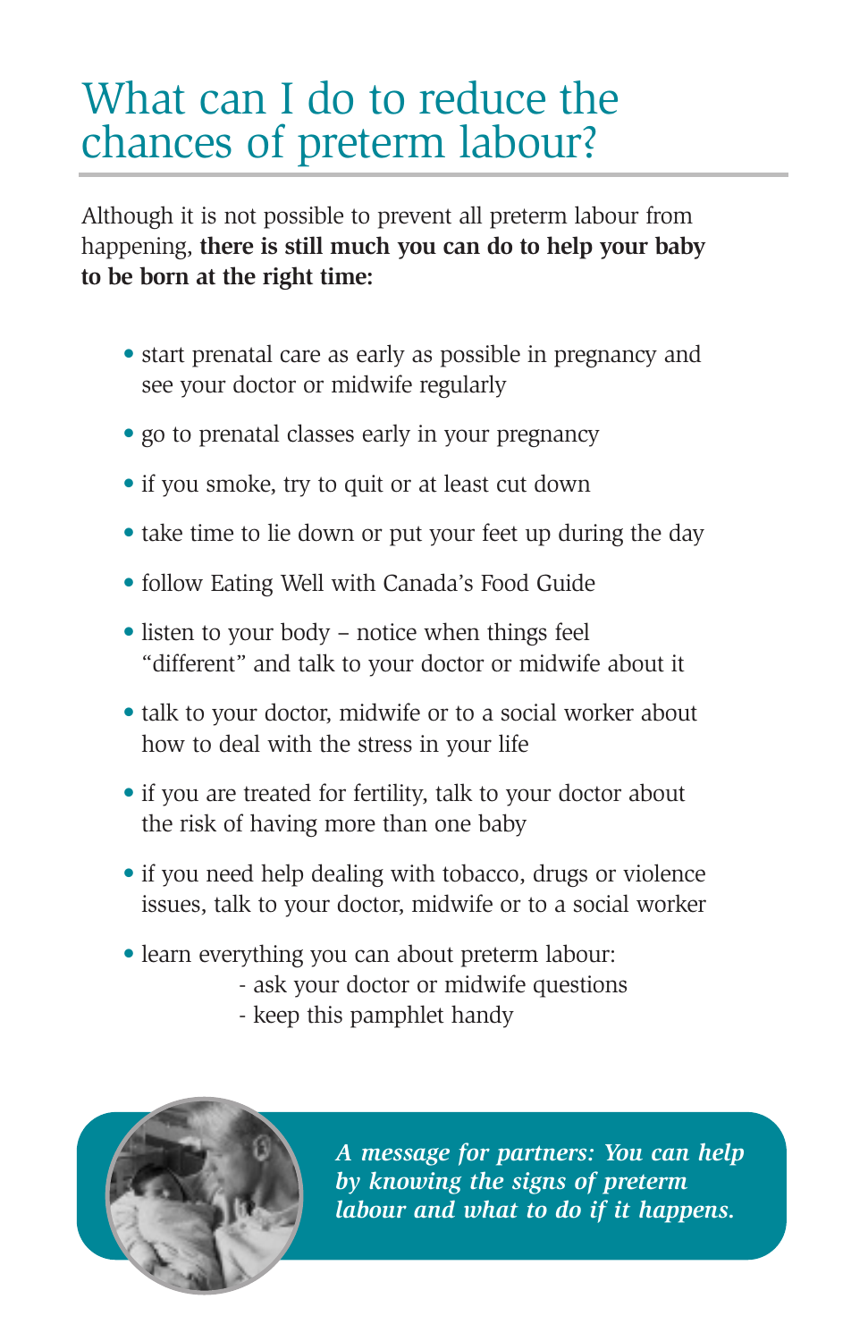# What can I do to reduce the chances of preterm labour?

Although it is not possible to prevent all preterm labour from happening, **there is still much you can do to help your baby to be born at the right time:**

- start prenatal care as early as possible in pregnancy and see your doctor or midwife regularly
- go to prenatal classes early in your pregnancy
- if you smoke, try to quit or at least cut down
- take time to lie down or put your feet up during the day
- follow Eating Well with Canada's Food Guide
- listen to your body – notice when things feel "different" and talk to your doctor or midwife about it
- talk to your doctor, midwife or to a social worker about how to deal with the stress in your life
- if you are treated for fertility, talk to your doctor about the risk of having more than one baby
- if you need help dealing with tobacco, drugs or violence issues, talk to your doctor, midwife or to a social worker
- learn everything you can about preterm labour:
  - ask your doctor or midwife questions
  - keep this pamphlet handy

***A message for partners: You can help by knowing the signs of preterm labour and what to do if it happens.***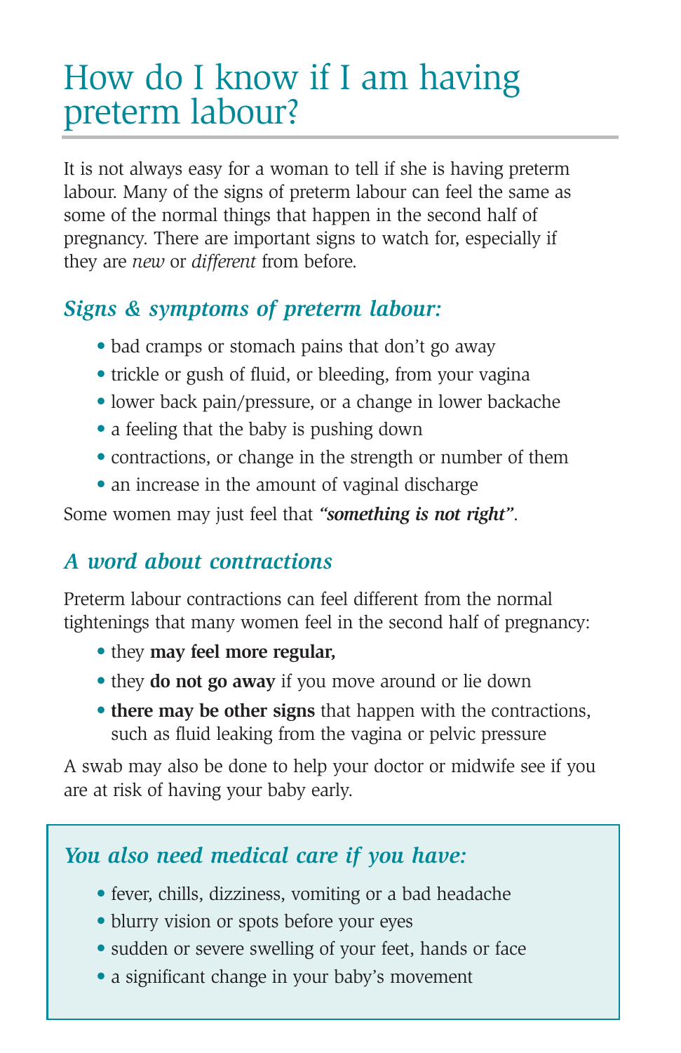# How do I know if I am having preterm labour?

It is not always easy for a woman to tell if she is having preterm labour. Many of the signs of preterm labour can feel the same as some of the normal things that happen in the second half of pregnancy. There are important signs to watch for, especially if they are *new* or *different* from before.

## *Signs & symptoms of preterm labour:*

- bad cramps or stomach pains that don't go away
- trickle or gush of fluid, or bleeding, from your vagina
- lower back pain/pressure, or a change in lower backache
- a feeling that the baby is pushing down
- contractions, or change in the strength or number of them
- an increase in the amount of vaginal discharge

Some women may just feel that ***"something is not right"***.

## *A word about contractions*

Preterm labour contractions can feel different from the normal tightenings that many women feel in the second half of pregnancy:

- they **may feel more regular,**
- they **do not go away** if you move around or lie down
- **there may be other signs** that happen with the contractions, such as fluid leaking from the vagina or pelvic pressure

A swab may also be done to help your doctor or midwife see if you are at risk of having your baby early.

## *You also need medical care if you have:*

- fever, chills, dizziness, vomiting or a bad headache
- blurry vision or spots before your eyes
- sudden or severe swelling of your feet, hands or face
- a significant change in your baby's movement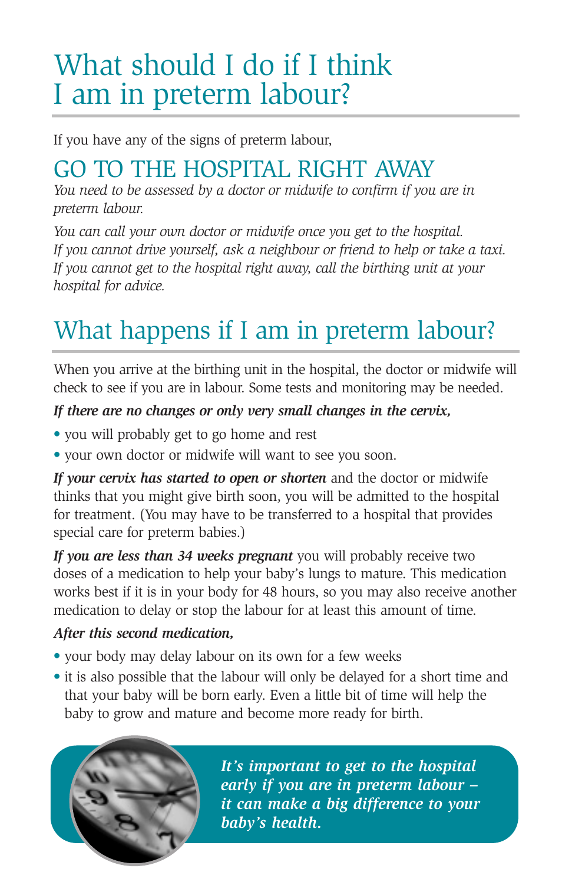# What should I do if I think I am in preterm labour?

If you have any of the signs of preterm labour,

## GO TO THE HOSPITAL RIGHT AWAY

*You need to be assessed by a doctor or midwife to confirm if you are in preterm labour.*

*You can call your own doctor or midwife once you get to the hospital. If you cannot drive yourself, ask a neighbour or friend to help or take a taxi. If you cannot get to the hospital right away, call the birthing unit at your hospital for advice.*

# What happens if I am in preterm labour?

When you arrive at the birthing unit in the hospital, the doctor or midwife will check to see if you are in labour. Some tests and monitoring may be needed.

***If there are no changes or only very small changes in the cervix,***

- you will probably get to go home and rest
- your own doctor or midwife will want to see you soon.

***If your cervix has started to open or shorten*** and the doctor or midwife thinks that you might give birth soon, you will be admitted to the hospital for treatment. (You may have to be transferred to a hospital that provides special care for preterm babies.)

***If you are less than 34 weeks pregnant*** you will probably receive two doses of a medication to help your baby's lungs to mature. This medication works best if it is in your body for 48 hours, so you may also receive another medication to delay or stop the labour for at least this amount of time.

***After this second medication,***

- your body may delay labour on its own for a few weeks
- it is also possible that the labour will only be delayed for a short time and that your baby will be born early. Even a little bit of time will help the baby to grow and mature and become more ready for birth.

***It's important to get to the hospital early if you are in preterm labour – it can make a big difference to your baby's health.***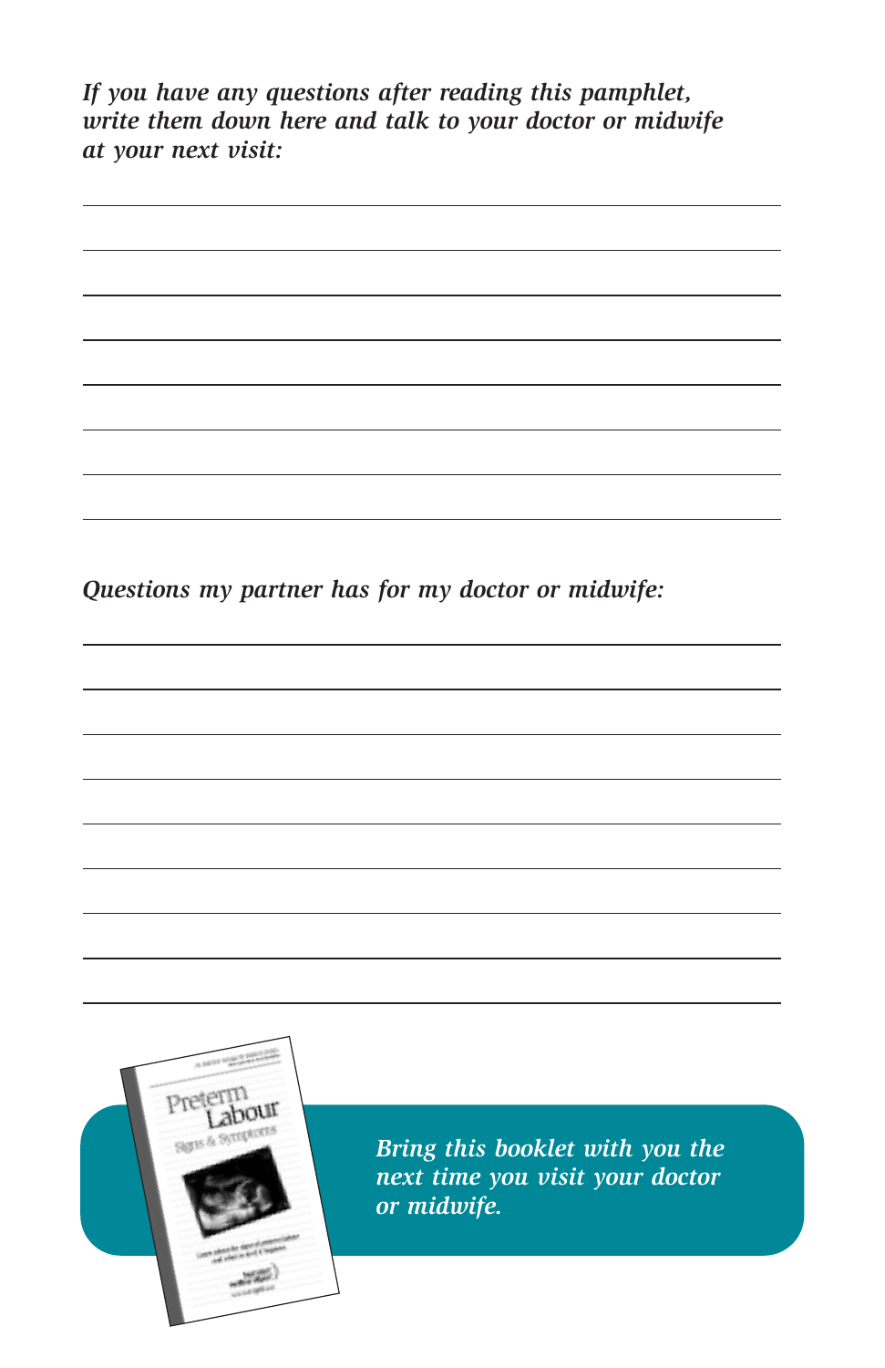*If you have any questions after reading this pamphlet, write them down here and talk to your doctor or midwife at your next visit:*

*Questions my partner has for my doctor or midwife:*

*Bring this booklet with you the next time you visit your doctor or midwife.*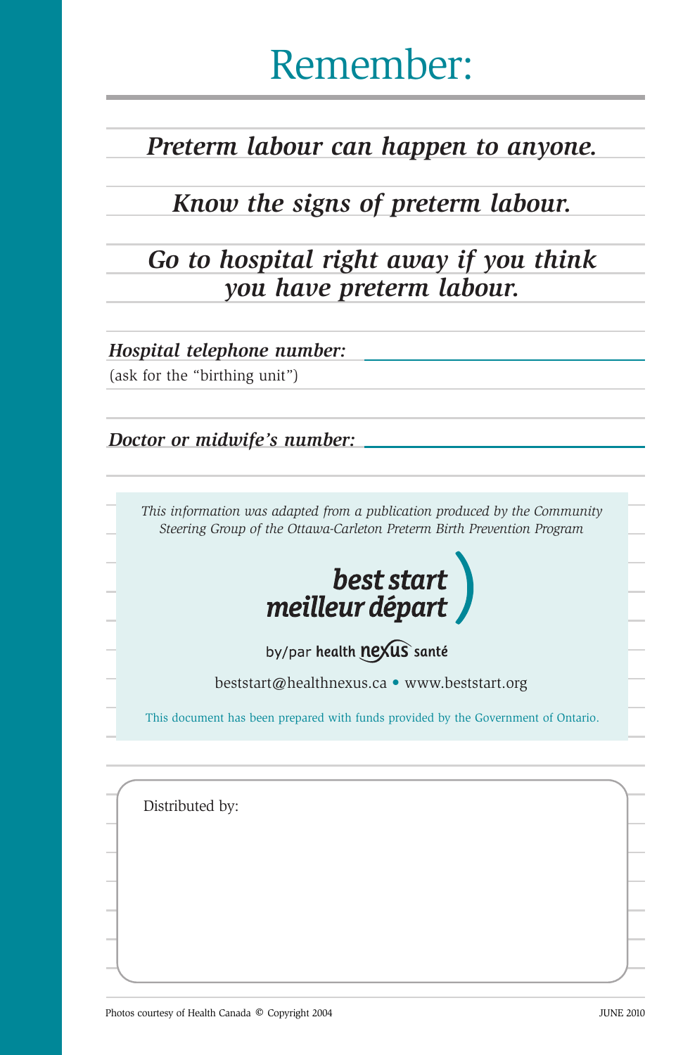# Remember:

***Preterm labour can happen to anyone.***

***Know the signs of preterm labour.***

***Go to hospital right away if you think you have preterm labour.***

***Hospital telephone number:*** \_\_\_\_\_\_\_\_\_\_\_\_\_\_\_\_\_\_\_\_
(ask for the "birthing unit")

***Doctor or midwife's number:*** \_\_\_\_\_\_\_\_\_\_\_\_\_\_\_\_\_\_\_\_

*This information was adapted from a publication produced by the Community Steering Group of the Ottawa-Carleton Preterm Birth Prevention Program*

best start meilleur départ

by/par health nexus santé

beststart@healthnexus.ca • www.beststart.org

This document has been prepared with funds provided by the Government of Ontario.

Distributed by:

Photos courtesy of Health Canada © Copyright 2004

JUNE 2010